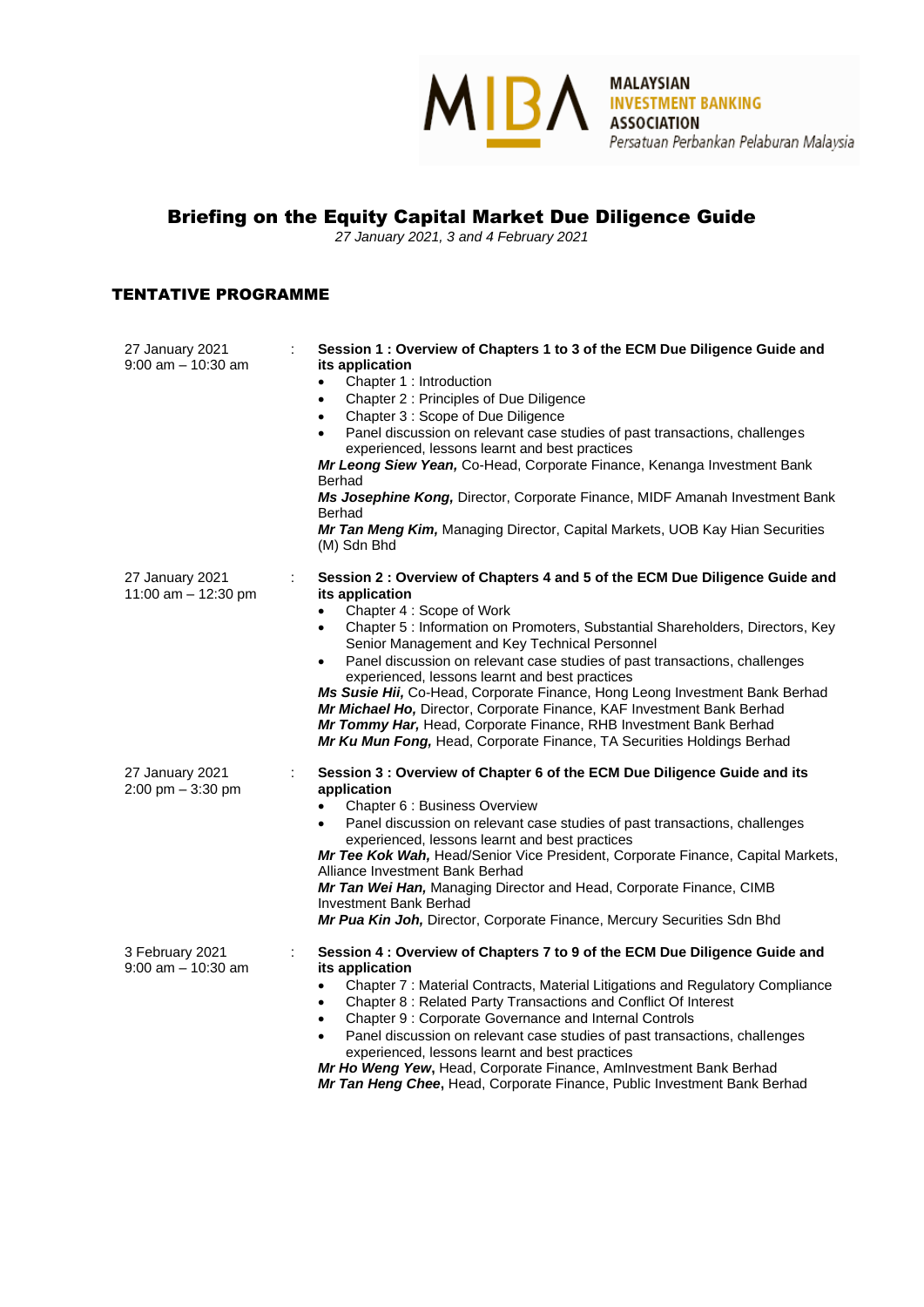MALAYSIAN
INVESTMENT BANKING
ASSOCIATION
*Persatuan Perbankan Pelaburan Malaysia*

# Briefing on the Equity Capital Market Due Diligence Guide

*27 January 2021, 3 and 4 February 2021*

## TENTATIVE PROGRAMME

| | | |
|---|---|---|
| 27 January 2021<br>9:00 am – 10:30 am | : | **Session 1 : Overview of Chapters 1 to 3 of the ECM Due Diligence Guide and its application**<br>• Chapter 1 : Introduction<br>• Chapter 2 : Principles of Due Diligence<br>• Chapter 3 : Scope of Due Diligence<br>• Panel discussion on relevant case studies of past transactions, challenges experienced, lessons learnt and best practices<br>***Mr Leong Siew Yean,*** Co-Head, Corporate Finance, Kenanga Investment Bank Berhad<br>***Ms Josephine Kong,*** Director, Corporate Finance, MIDF Amanah Investment Bank Berhad<br>***Mr Tan Meng Kim,*** Managing Director, Capital Markets, UOB Kay Hian Securities (M) Sdn Bhd |
| 27 January 2021<br>11:00 am – 12:30 pm | : | **Session 2 : Overview of Chapters 4 and 5 of the ECM Due Diligence Guide and its application**<br>• Chapter 4 : Scope of Work<br>• Chapter 5 : Information on Promoters, Substantial Shareholders, Directors, Key Senior Management and Key Technical Personnel<br>• Panel discussion on relevant case studies of past transactions, challenges experienced, lessons learnt and best practices<br>***Ms Susie Hii,*** Co-Head, Corporate Finance, Hong Leong Investment Bank Berhad<br>***Mr Michael Ho,*** Director, Corporate Finance, KAF Investment Bank Berhad<br>***Mr Tommy Har,*** Head, Corporate Finance, RHB Investment Bank Berhad<br>***Mr Ku Mun Fong,*** Head, Corporate Finance, TA Securities Holdings Berhad |
| 27 January 2021<br>2:00 pm – 3:30 pm | : | **Session 3 : Overview of Chapter 6 of the ECM Due Diligence Guide and its application**<br>• Chapter 6 : Business Overview<br>• Panel discussion on relevant case studies of past transactions, challenges experienced, lessons learnt and best practices<br>***Mr Tee Kok Wah,*** Head/Senior Vice President, Corporate Finance, Capital Markets, Alliance Investment Bank Berhad<br>***Mr Tan Wei Han,*** Managing Director and Head, Corporate Finance, CIMB Investment Bank Berhad<br>***Mr Pua Kin Joh,*** Director, Corporate Finance, Mercury Securities Sdn Bhd |
| 3 February 2021<br>9:00 am – 10:30 am | : | **Session 4 : Overview of Chapters 7 to 9 of the ECM Due Diligence Guide and its application**<br>• Chapter 7 : Material Contracts, Material Litigations and Regulatory Compliance<br>• Chapter 8 : Related Party Transactions and Conflict Of Interest<br>• Chapter 9 : Corporate Governance and Internal Controls<br>• Panel discussion on relevant case studies of past transactions, challenges experienced, lessons learnt and best practices<br>***Mr Ho Weng Yew*****,** Head, Corporate Finance, AmInvestment Bank Berhad<br>***Mr Tan Heng Chee*****,** Head, Corporate Finance, Public Investment Bank Berhad |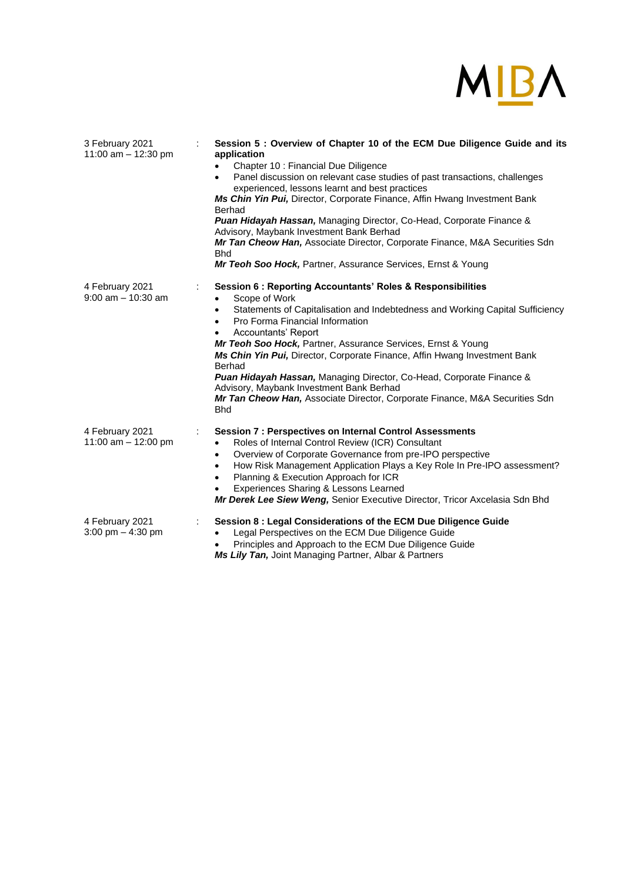| | | |
|---|---|---|
| 3 February 2021<br>11:00 am – 12:30 pm | : | **Session 5 : Overview of Chapter 10 of the ECM Due Diligence Guide and its application**<br>• Chapter 10 : Financial Due Diligence<br>• Panel discussion on relevant case studies of past transactions, challenges experienced, lessons learnt and best practices<br>***Ms Chin Yin Pui,*** Director, Corporate Finance, Affin Hwang Investment Bank Berhad<br>***Puan Hidayah Hassan,*** Managing Director, Co-Head, Corporate Finance & Advisory, Maybank Investment Bank Berhad<br>***Mr Tan Cheow Han,*** Associate Director, Corporate Finance, M&A Securities Sdn Bhd<br>***Mr Teoh Soo Hock,*** Partner, Assurance Services, Ernst & Young |
| 4 February 2021<br>9:00 am – 10:30 am | : | **Session 6 : Reporting Accountants' Roles & Responsibilities**<br>• Scope of Work<br>• Statements of Capitalisation and Indebtedness and Working Capital Sufficiency<br>• Pro Forma Financial Information<br>• Accountants' Report<br>***Mr Teoh Soo Hock,*** Partner, Assurance Services, Ernst & Young<br>***Ms Chin Yin Pui,*** Director, Corporate Finance, Affin Hwang Investment Bank Berhad<br>***Puan Hidayah Hassan,*** Managing Director, Co-Head, Corporate Finance & Advisory, Maybank Investment Bank Berhad<br>***Mr Tan Cheow Han,*** Associate Director, Corporate Finance, M&A Securities Sdn Bhd |
| 4 February 2021<br>11:00 am – 12:00 pm | : | **Session 7 : Perspectives on Internal Control Assessments**<br>• Roles of Internal Control Review (ICR) Consultant<br>• Overview of Corporate Governance from pre-IPO perspective<br>• How Risk Management Application Plays a Key Role In Pre-IPO assessment?<br>• Planning & Execution Approach for ICR<br>• Experiences Sharing & Lessons Learned<br>***Mr Derek Lee Siew Weng,*** Senior Executive Director, Tricor Axcelasia Sdn Bhd |
| 4 February 2021<br>3:00 pm – 4:30 pm | : | **Session 8 : Legal Considerations of the ECM Due Diligence Guide**<br>• Legal Perspectives on the ECM Due Diligence Guide<br>• Principles and Approach to the ECM Due Diligence Guide<br>***Ms Lily Tan,*** Joint Managing Partner, Albar & Partners |